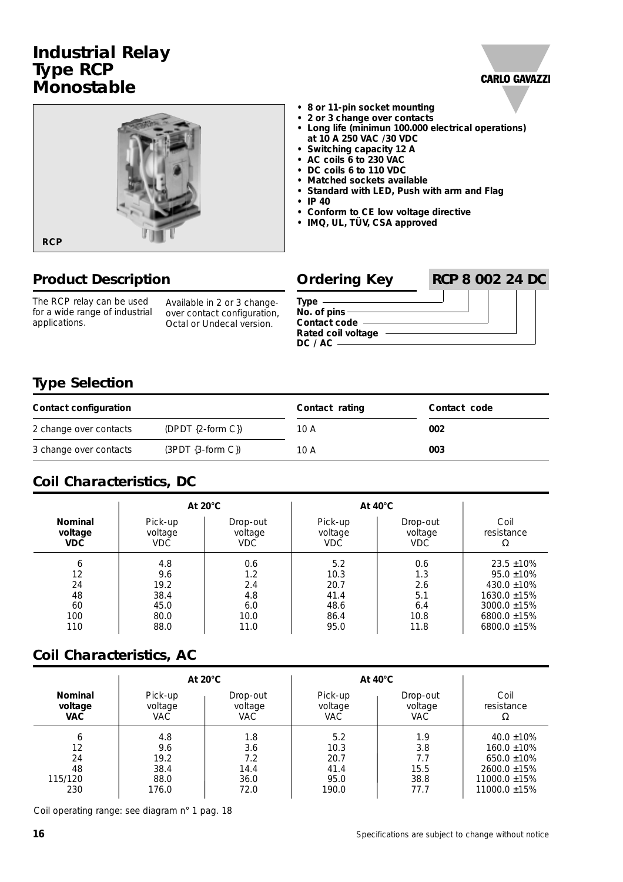# Industrial Relay Type RCP Monostable

RCP

- 8 or 11-pin socket mounting
- 2 or 3 change over contacts
- Long life (minimun 100.000 electrical operations) at 10 A 250 VAC /30 VDC
- Switching capacity 12 A
- AC coils 6 to 230 VAC
- DC coils 6 to 110 VDC
- Matched sockets available
- Standard with LED, Push with arm and Flag
- IP 40
- Conform to CE low voltage directive
- IMQ, UL, TÜV, CSA approved

## Product Description

The RCP relay can be used for a wide range of industrial applications.

Available in 2 or 3 change-over contact configuration, Octal or Undecal version.

## Ordering Key

**RCP 8 002 24 DC**

- Type
- No. of pins
- Contact code
- Rated coil voltage
- DC / AC

## Type Selection

| Contact configuration | | Contact rating | Contact code |
|---|---|---|---|
| 2 change over contacts | (DPDT {2-form C}) | 10 A | **002** |
| 3 change over contacts | (3PDT {3-form C}) | 10 A | **003** |

## Coil Characteristics, DC

| | At 20°C | | At 40°C | | |
|---|---|---|---|---|---|
| **Nominal voltage VDC** | Pick-up voltage VDC | Drop-out voltage VDC | Pick-up voltage VDC | Drop-out voltage VDC | Coil resistance Ω |
| 6 | 4.8 | 0.6 | 5.2 | 0.6 | 23.5 ±10% |
| 12 | 9.6 | 1.2 | 10.3 | 1.3 | 95.0 ±10% |
| 24 | 19.2 | 2.4 | 20.7 | 2.6 | 430.0 ±10% |
| 48 | 38.4 | 4.8 | 41.4 | 5.1 | 1630.0 ±15% |
| 60 | 45.0 | 6.0 | 48.6 | 6.4 | 3000.0 ±15% |
| 100 | 80.0 | 10.0 | 86.4 | 10.8 | 6800.0 ±15% |
| 110 | 88.0 | 11.0 | 95.0 | 11.8 | 6800.0 ±15% |

## Coil Characteristics, AC

| | At 20°C | | At 40°C | | |
|---|---|---|---|---|---|
| **Nominal voltage VAC** | Pick-up voltage VAC | Drop-out voltage VAC | Pick-up voltage VAC | Drop-out voltage VAC | Coil resistance Ω |
| 6 | 4.8 | 1.8 | 5.2 | 1.9 | 40.0 ±10% |
| 12 | 9.6 | 3.6 | 10.3 | 3.8 | 160.0 ±10% |
| 24 | 19.2 | 7.2 | 20.7 | 7.7 | 650.0 ±10% |
| 48 | 38.4 | 14.4 | 41.4 | 15.5 | 2600.0 ±15% |
| 115/120 | 88.0 | 36.0 | 95.0 | 38.8 | 11000.0 ±15% |
| 230 | 176.0 | 72.0 | 190.0 | 77.7 | 11000.0 ±15% |

Coil operating range: see diagram n° 1 pag. 18

Specifications are subject to change without notice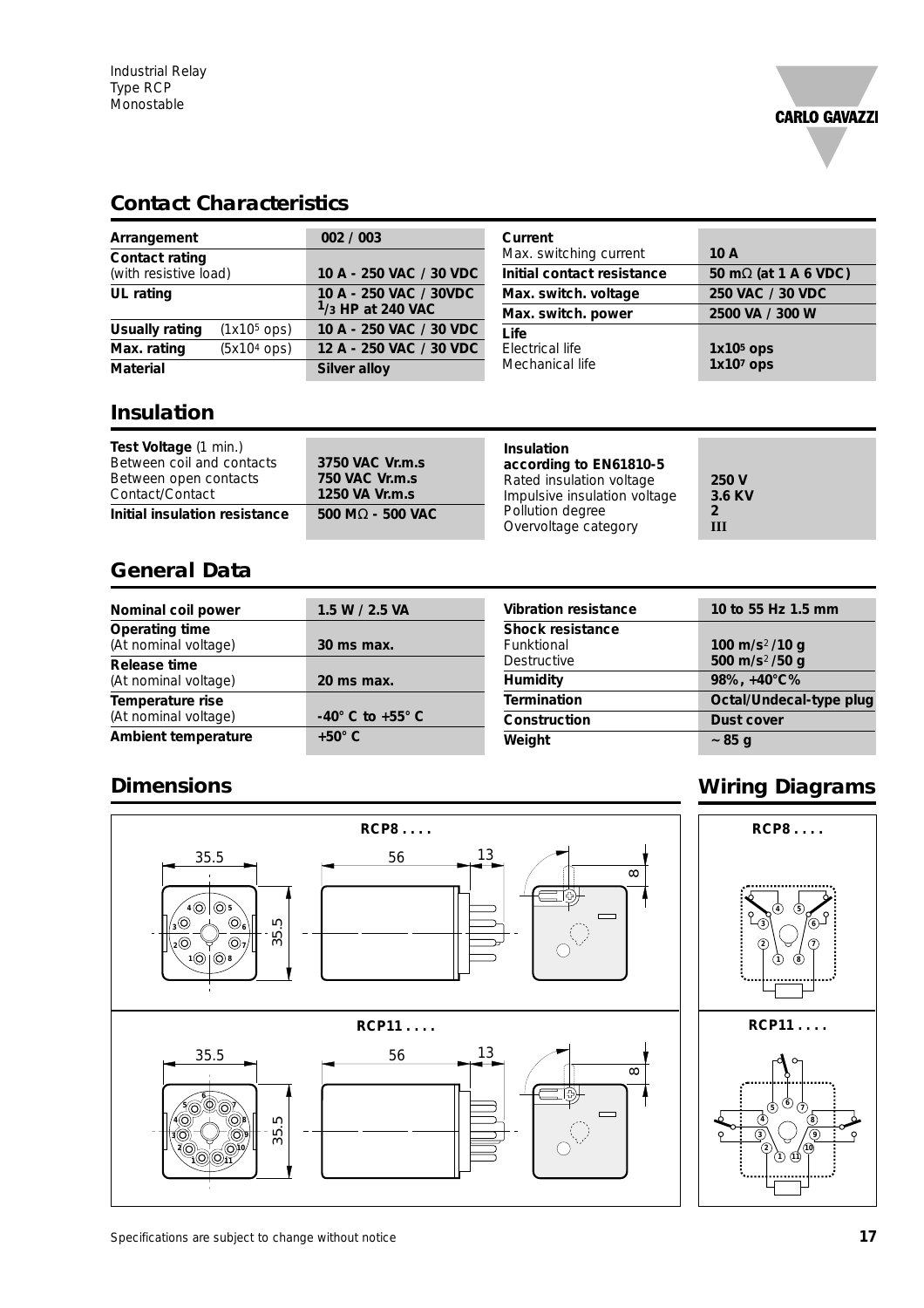## Contact Characteristics

| Arrangement | | 002 / 003 |
|---|---|---|
| **Contact rating** (with resistive load) | | 10 A - 250 VAC / 30 VDC |
| **UL rating** | | 10 A - 250 VAC / 30VDC $^{1}/_{3}$ HP at 240 VAC |
| **Usually rating** | ($1x10^5$ ops) | 10 A - 250 VAC / 30 VDC |
| **Max. rating** | ($5x10^4$ ops) | 12 A - 250 VAC / 30 VDC |
| **Material** | | Silver alloy |

| Current | |
|---|---|
| Max. switching current | 10 A |
| **Initial contact resistance** | 50 mΩ (at 1 A 6 VDC) |
| **Max. switch. voltage** | 250 VAC / 30 VDC |
| **Max. switch. power** | 2500 VA / 300 W |
| **Life** | |
| Electrical life | $1x10^5$ ops |
| Mechanical life | $1x10^7$ ops |

## Insulation

| **Test Voltage** (1 min.) | |
|---|---|
| Between coil and contacts | 3750 VAC Vr.m.s |
| Between open contacts | 750 VAC Vr.m.s |
| Contact/Contact | 1250 VA Vr.m.s |
| **Initial insulation resistance** | 500 MΩ - 500 VAC |

| **Insulation according to EN61810-5** | |
|---|---|
| Rated insulation voltage | 250 V |
| Impulsive insulation voltage | 3.6 KV |
| Pollution degree | 2 |
| Overvoltage category | III |

## General Data

| Nominal coil power | 1.5 W / 2.5 VA |
|---|---|
| **Operating time** (At nominal voltage) | 30 ms max. |
| **Release time** (At nominal voltage) | 20 ms max. |
| **Temperature rise** (At nominal voltage) | -40° C to +55° C |
| **Ambient temperature** | +50° C |

| Vibration resistance | 10 to 55 Hz 1.5 mm |
|---|---|
| **Shock resistance** | |
| Funktional | 100 m/s²/10 g |
| Destructive | 500 m/s²/50 g |
| **Humidity** | 98%, +40°C% |
| **Termination** | Octal/Undecal-type plug |
| **Construction** | Dust cover |
| **Weight** | ~ 85 g |

## Dimensions

**RCP8 . . . .**

35.5 — 35.5 — 56 — 13 — 8

**RCP11 . . . .**

35.5 — 35.5 — 56 — 13 — 8

## Wiring Diagrams

**RCP8 . . . .**

**RCP11 . . . .**

Specifications are subject to change without notice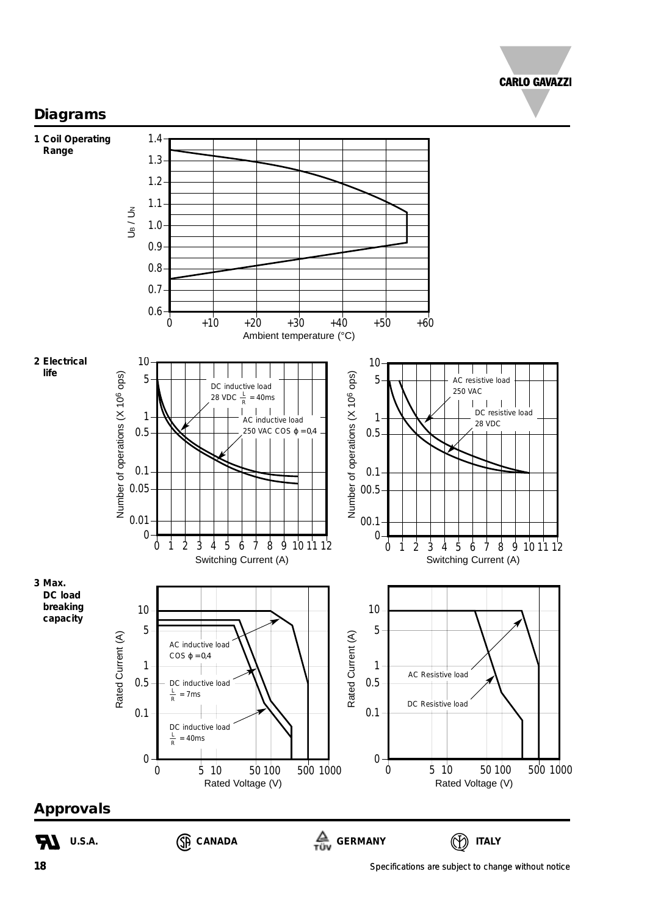## Diagrams

**1 Coil Operating Range**

$U_B$ / $U_N$

1.4
1.3
1.2
1.1
1.0
0.9
0.8
0.7
0.6

0 +10 +20 +30 +40 +50 +60

Ambient temperature (°C)

**2 Electrical life**

Number of operations (X $10^6$ ops)

10
5
1
0.5
0.1
0.05
0.01
0

DC inductive load 28 VDC $\frac{L}{R}$ = 40ms

AC inductive load 250 VAC COS ϕ =0,4

0 1 2 3 4 5 6 7 8 9 10 11 12

Switching Current (A)

Number of operations (X $10^6$ ops)

10
5
1
0.5
0.1
00.5
00.1
0

AC resistive load 250 VAC

DC resistive load 28 VDC

0 1 2 3 4 5 6 7 8 9 10 11 12

Switching Current (A)

**3 Max. DC load breaking capacity**

Rated Current (A)

10
5
1
0.5
0.1
0

AC inductive load COS ϕ =0,4

DC inductive load $\frac{L}{R}$ = 7ms

DC inductive load $\frac{L}{R}$ = 40ms

0 5 10 50 100 500 1000

Rated Voltage (V)

Rated Current (A)

10
5
1
0.5
0.1
0

AC Resistive load

DC Resistive load

0 5 10 50 100 500 1000

Rated Voltage (V)

## Approvals

U.S. CANADA GERMANY ITALY

Specifications are subject to change without notice